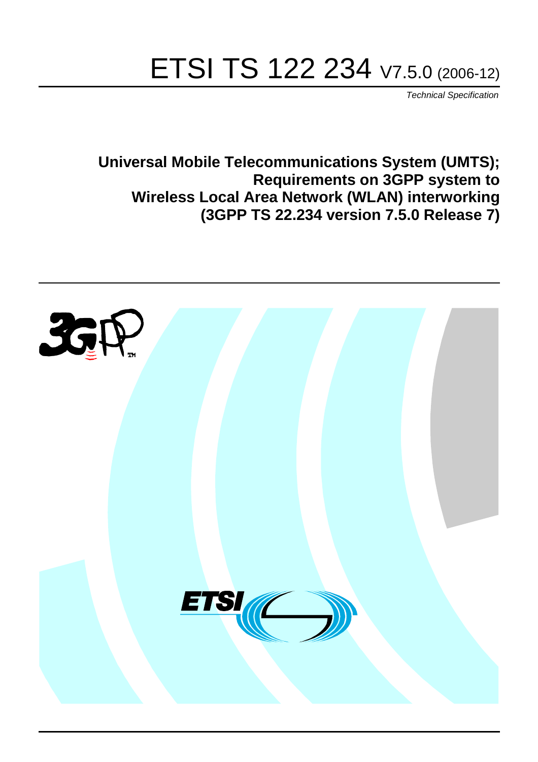# ETSI TS 122 234 V7.5.0 (2006-12)

*Technical Specification*

**Universal Mobile Telecommunications System (UMTS); Requirements on 3GPP system to Wireless Local Area Network (WLAN) interworking (3GPP TS 22.234 version 7.5.0 Release 7)**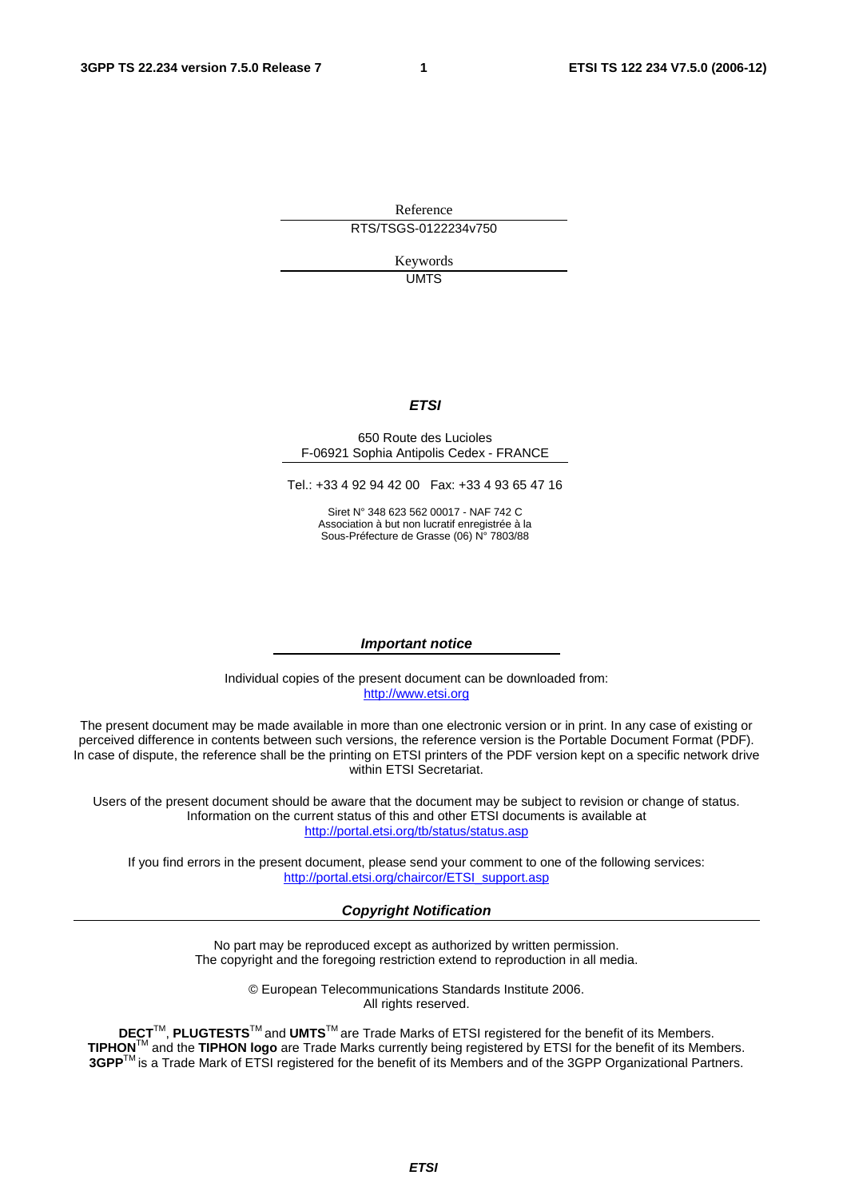Reference

RTS/TSGS-0122234v750

Keywords

UMTS

***ETSI***

650 Route des Lucioles
F-06921 Sophia Antipolis Cedex - FRANCE

Tel.: +33 4 92 94 42 00 Fax: +33 4 93 65 47 16

Siret N° 348 623 562 00017 - NAF 742 C
Association à but non lucratif enregistrée à la
Sous-Préfecture de Grasse (06) N° 7803/88

***Important notice***

Individual copies of the present document can be downloaded from:
http://www.etsi.org

The present document may be made available in more than one electronic version or in print. In any case of existing or perceived difference in contents between such versions, the reference version is the Portable Document Format (PDF). In case of dispute, the reference shall be the printing on ETSI printers of the PDF version kept on a specific network drive within ETSI Secretariat.

Users of the present document should be aware that the document may be subject to revision or change of status. Information on the current status of this and other ETSI documents is available at
http://portal.etsi.org/tb/status/status.asp

If you find errors in the present document, please send your comment to one of the following services:
http://portal.etsi.org/chaircor/ETSI_support.asp

***Copyright Notification***

No part may be reproduced except as authorized by written permission.
The copyright and the foregoing restriction extend to reproduction in all media.

© European Telecommunications Standards Institute 2006.
All rights reserved.

**DECT**™, **PLUGTESTS**™ and **UMTS**™ are Trade Marks of ETSI registered for the benefit of its Members.
**TIPHON**™ and the **TIPHON logo** are Trade Marks currently being registered by ETSI for the benefit of its Members.
**3GPP**™ is a Trade Mark of ETSI registered for the benefit of its Members and of the 3GPP Organizational Partners.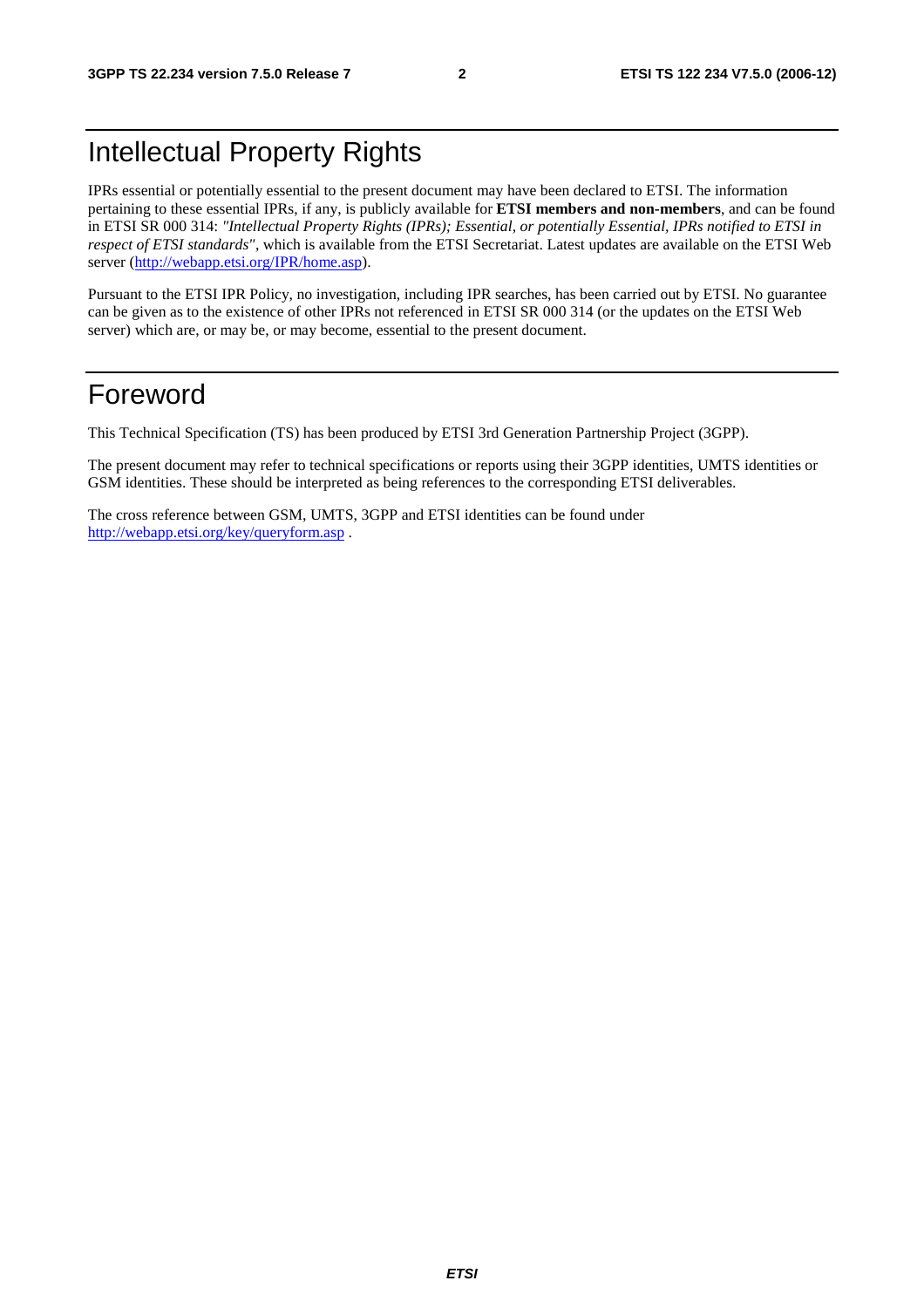# Intellectual Property Rights

IPRs essential or potentially essential to the present document may have been declared to ETSI. The information pertaining to these essential IPRs, if any, is publicly available for **ETSI members and non-members**, and can be found in ETSI SR 000 314: *"Intellectual Property Rights (IPRs); Essential, or potentially Essential, IPRs notified to ETSI in respect of ETSI standards"*, which is available from the ETSI Secretariat. Latest updates are available on the ETSI Web server (http://webapp.etsi.org/IPR/home.asp).

Pursuant to the ETSI IPR Policy, no investigation, including IPR searches, has been carried out by ETSI. No guarantee can be given as to the existence of other IPRs not referenced in ETSI SR 000 314 (or the updates on the ETSI Web server) which are, or may be, or may become, essential to the present document.

# Foreword

This Technical Specification (TS) has been produced by ETSI 3rd Generation Partnership Project (3GPP).

The present document may refer to technical specifications or reports using their 3GPP identities, UMTS identities or GSM identities. These should be interpreted as being references to the corresponding ETSI deliverables.

The cross reference between GSM, UMTS, 3GPP and ETSI identities can be found under http://webapp.etsi.org/key/queryform.asp .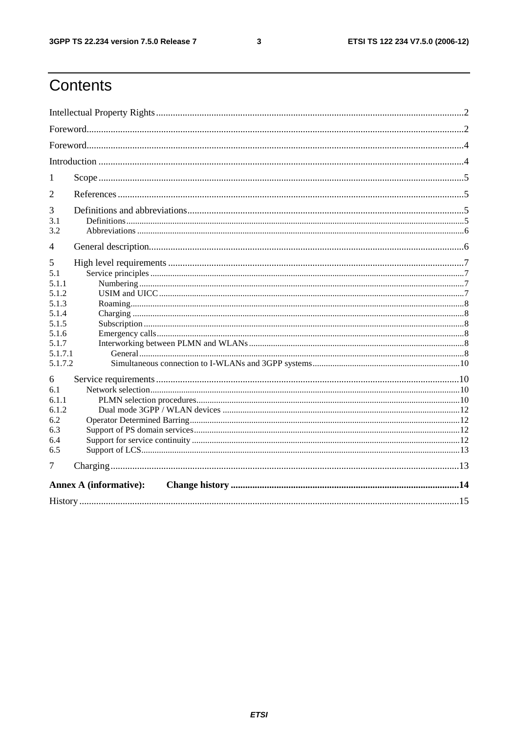# Contents

Intellectual Property Rights ..... 2

Foreword ..... 2

Foreword ..... 4

Introduction ..... 4

1 Scope ..... 5

2 References ..... 5

3 Definitions and abbreviations ..... 5

3.1 Definitions ..... 5

3.2 Abbreviations ..... 6

4 General description ..... 6

5 High level requirements ..... 7

5.1 Service principles ..... 7

5.1.1 Numbering ..... 7

5.1.2 USIM and UICC ..... 7

5.1.3 Roaming ..... 8

5.1.4 Charging ..... 8

5.1.5 Subscription ..... 8

5.1.6 Emergency calls ..... 8

5.1.7 Interworking between PLMN and WLANs ..... 8

5.1.7.1 General ..... 8

5.1.7.2 Simultaneous connection to I-WLANs and 3GPP systems ..... 10

6 Service requirements ..... 10

6.1 Network selection ..... 10

6.1.1 PLMN selection procedures ..... 10

6.1.2 Dual mode 3GPP / WLAN devices ..... 12

6.2 Operator Determined Barring ..... 12

6.3 Support of PS domain services ..... 12

6.4 Support for service continuity ..... 12

6.5 Support of LCS ..... 13

7 Charging ..... 13

**Annex A (informative): Change history ..... 14**

History ..... 15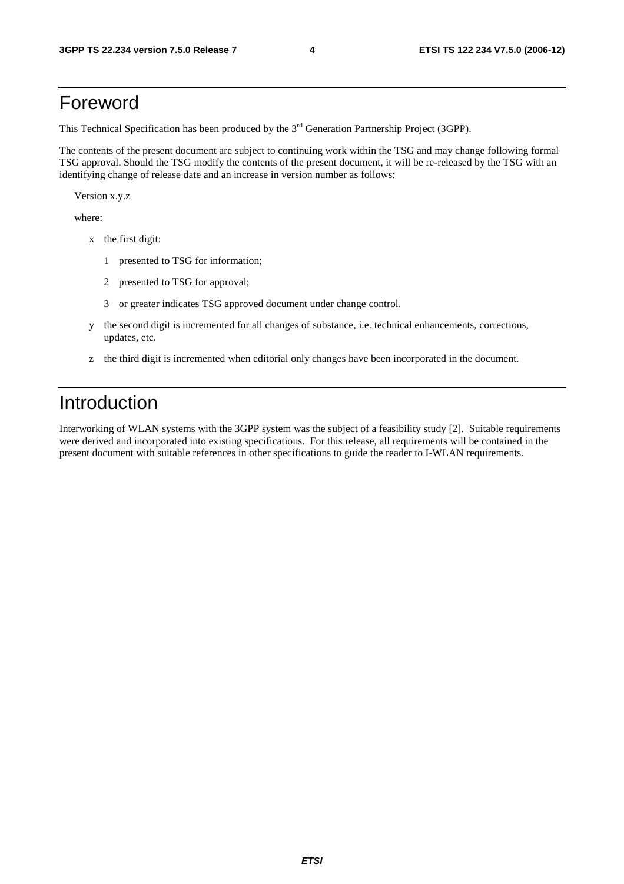# Foreword

This Technical Specification has been produced by the 3rd Generation Partnership Project (3GPP).

The contents of the present document are subject to continuing work within the TSG and may change following formal TSG approval. Should the TSG modify the contents of the present document, it will be re-released by the TSG with an identifying change of release date and an increase in version number as follows:

Version x.y.z

where:

- x the first digit:
  - 1 presented to TSG for information;
  - 2 presented to TSG for approval;
  - 3 or greater indicates TSG approved document under change control.
- y the second digit is incremented for all changes of substance, i.e. technical enhancements, corrections, updates, etc.
- z the third digit is incremented when editorial only changes have been incorporated in the document.

# Introduction

Interworking of WLAN systems with the 3GPP system was the subject of a feasibility study [2]. Suitable requirements were derived and incorporated into existing specifications. For this release, all requirements will be contained in the present document with suitable references in other specifications to guide the reader to I-WLAN requirements.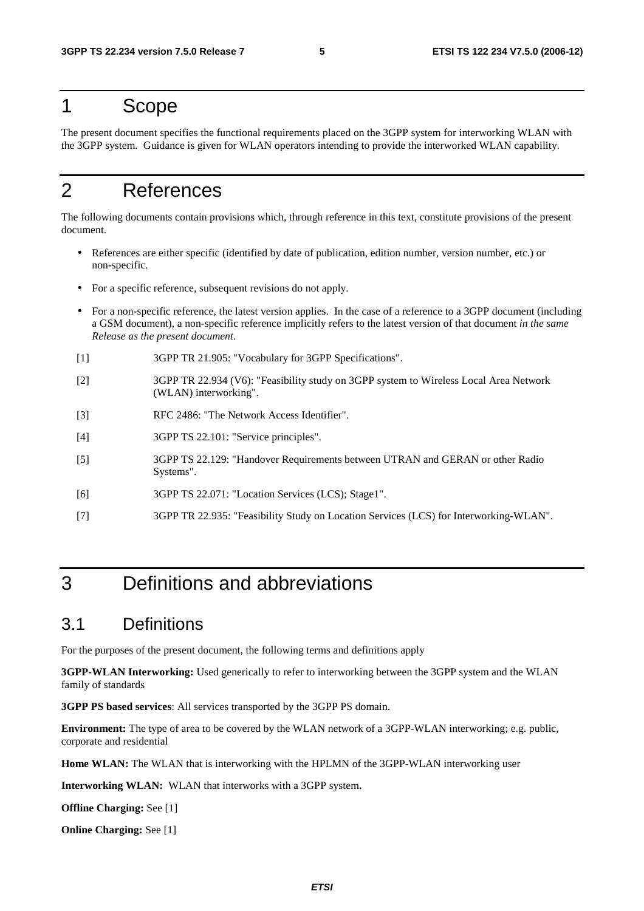# 1 Scope

The present document specifies the functional requirements placed on the 3GPP system for interworking WLAN with the 3GPP system. Guidance is given for WLAN operators intending to provide the interworked WLAN capability.

# 2 References

The following documents contain provisions which, through reference in this text, constitute provisions of the present document.

- References are either specific (identified by date of publication, edition number, version number, etc.) or non-specific.
- For a specific reference, subsequent revisions do not apply.
- For a non-specific reference, the latest version applies. In the case of a reference to a 3GPP document (including a GSM document), a non-specific reference implicitly refers to the latest version of that document *in the same Release as the present document*.

[1] 3GPP TR 21.905: "Vocabulary for 3GPP Specifications".

[2] 3GPP TR 22.934 (V6): "Feasibility study on 3GPP system to Wireless Local Area Network (WLAN) interworking".

[3] RFC 2486: "The Network Access Identifier".

[4] 3GPP TS 22.101: "Service principles".

[5] 3GPP TS 22.129: "Handover Requirements between UTRAN and GERAN or other Radio Systems".

[6] 3GPP TS 22.071: "Location Services (LCS); Stage1".

[7] 3GPP TR 22.935: "Feasibility Study on Location Services (LCS) for Interworking-WLAN".

# 3 Definitions and abbreviations

## 3.1 Definitions

For the purposes of the present document, the following terms and definitions apply

**3GPP-WLAN Interworking:** Used generically to refer to interworking between the 3GPP system and the WLAN family of standards

**3GPP PS based services**: All services transported by the 3GPP PS domain.

**Environment:** The type of area to be covered by the WLAN network of a 3GPP-WLAN interworking; e.g. public, corporate and residential

**Home WLAN:** The WLAN that is interworking with the HPLMN of the 3GPP-WLAN interworking user

**Interworking WLAN:** WLAN that interworks with a 3GPP system**.**

**Offline Charging:** See [1]

**Online Charging:** See [1]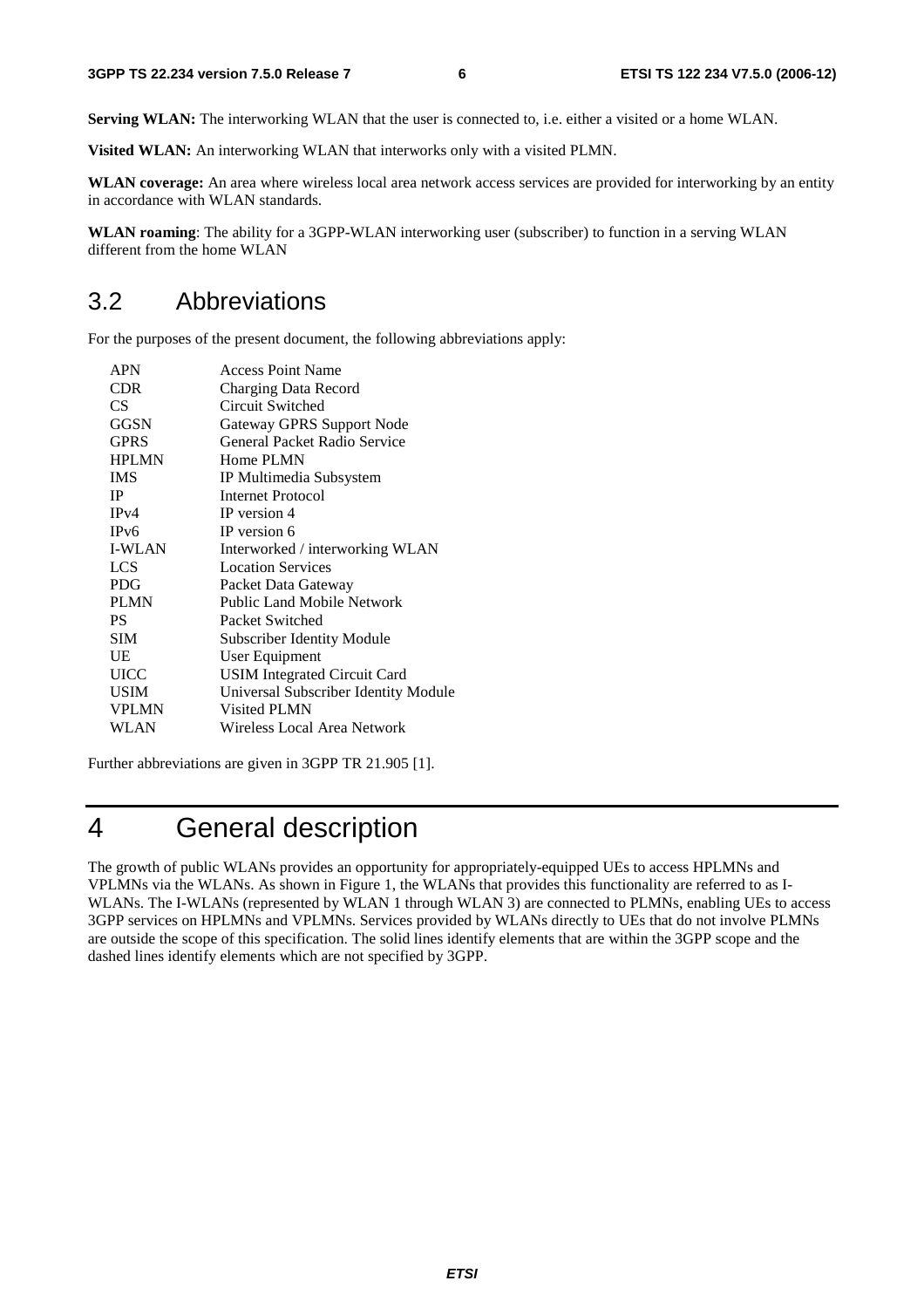**Serving WLAN:** The interworking WLAN that the user is connected to, i.e. either a visited or a home WLAN.

**Visited WLAN:** An interworking WLAN that interworks only with a visited PLMN.

**WLAN coverage:** An area where wireless local area network access services are provided for interworking by an entity in accordance with WLAN standards.

**WLAN roaming**: The ability for a 3GPP-WLAN interworking user (subscriber) to function in a serving WLAN different from the home WLAN

## 3.2 Abbreviations

For the purposes of the present document, the following abbreviations apply:

| | |
|---|---|
| APN | Access Point Name |
| CDR | Charging Data Record |
| CS | Circuit Switched |
| GGSN | Gateway GPRS Support Node |
| GPRS | General Packet Radio Service |
| HPLMN | Home PLMN |
| IMS | IP Multimedia Subsystem |
| IP | Internet Protocol |
| IPv4 | IP version 4 |
| IPv6 | IP version 6 |
| I-WLAN | Interworked / interworking WLAN |
| LCS | Location Services |
| PDG | Packet Data Gateway |
| PLMN | Public Land Mobile Network |
| PS | Packet Switched |
| SIM | Subscriber Identity Module |
| UE | User Equipment |
| UICC | USIM Integrated Circuit Card |
| USIM | Universal Subscriber Identity Module |
| VPLMN | Visited PLMN |
| WLAN | Wireless Local Area Network |

Further abbreviations are given in 3GPP TR 21.905 [1].

# 4 General description

The growth of public WLANs provides an opportunity for appropriately-equipped UEs to access HPLMNs and VPLMNs via the WLANs. As shown in Figure 1, the WLANs that provides this functionality are referred to as I-WLANs. The I-WLANs (represented by WLAN 1 through WLAN 3) are connected to PLMNs, enabling UEs to access 3GPP services on HPLMNs and VPLMNs. Services provided by WLANs directly to UEs that do not involve PLMNs are outside the scope of this specification. The solid lines identify elements that are within the 3GPP scope and the dashed lines identify elements which are not specified by 3GPP.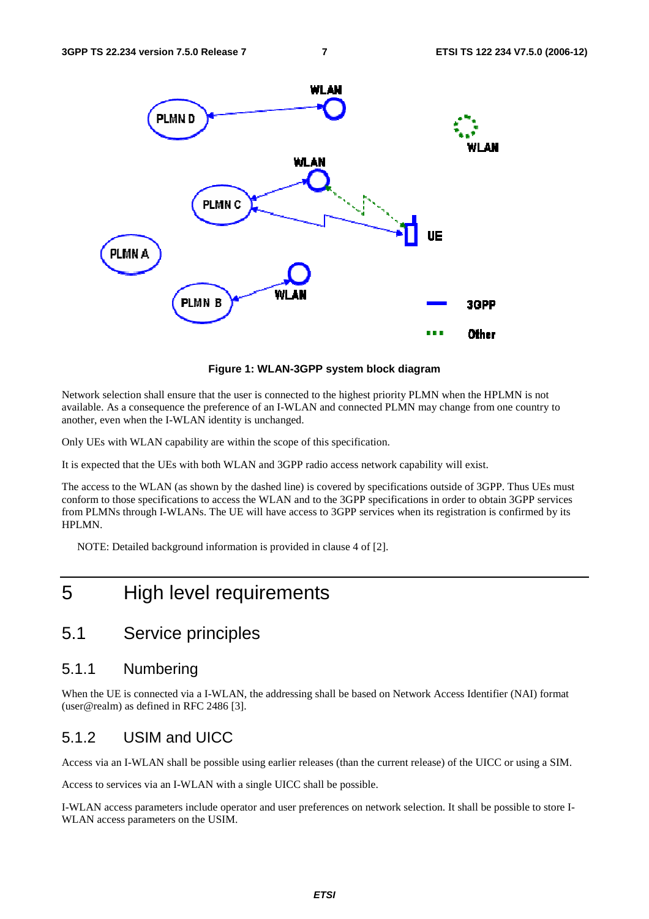**Figure 1: WLAN-3GPP system block diagram**

Network selection shall ensure that the user is connected to the highest priority PLMN when the HPLMN is not available. As a consequence the preference of an I-WLAN and connected PLMN may change from one country to another, even when the I-WLAN identity is unchanged.

Only UEs with WLAN capability are within the scope of this specification.

It is expected that the UEs with both WLAN and 3GPP radio access network capability will exist.

The access to the WLAN (as shown by the dashed line) is covered by specifications outside of 3GPP. Thus UEs must conform to those specifications to access the WLAN and to the 3GPP specifications in order to obtain 3GPP services from PLMNs through I-WLANs. The UE will have access to 3GPP services when its registration is confirmed by its HPLMN.

NOTE: Detailed background information is provided in clause 4 of [2].

# 5 High level requirements

## 5.1 Service principles

### 5.1.1 Numbering

When the UE is connected via a I-WLAN, the addressing shall be based on Network Access Identifier (NAI) format (user@realm) as defined in RFC 2486 [3].

### 5.1.2 USIM and UICC

Access via an I-WLAN shall be possible using earlier releases (than the current release) of the UICC or using a SIM.

Access to services via an I-WLAN with a single UICC shall be possible.

I-WLAN access parameters include operator and user preferences on network selection. It shall be possible to store I-WLAN access parameters on the USIM.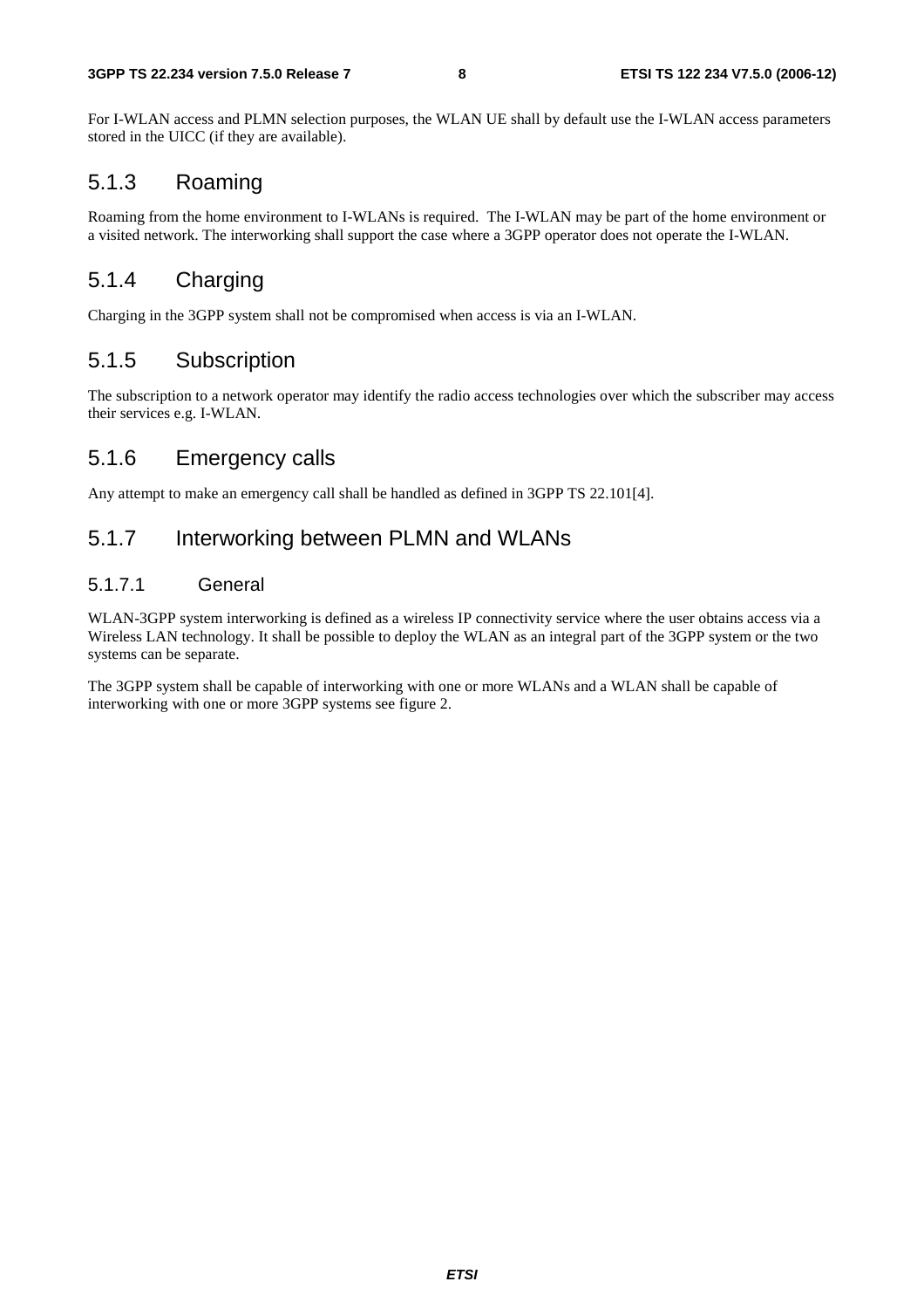For I-WLAN access and PLMN selection purposes, the WLAN UE shall by default use the I-WLAN access parameters stored in the UICC (if they are available).

### 5.1.3 Roaming

Roaming from the home environment to I-WLANs is required. The I-WLAN may be part of the home environment or a visited network. The interworking shall support the case where a 3GPP operator does not operate the I-WLAN.

### 5.1.4 Charging

Charging in the 3GPP system shall not be compromised when access is via an I-WLAN.

### 5.1.5 Subscription

The subscription to a network operator may identify the radio access technologies over which the subscriber may access their services e.g. I-WLAN.

### 5.1.6 Emergency calls

Any attempt to make an emergency call shall be handled as defined in 3GPP TS 22.101[4].

### 5.1.7 Interworking between PLMN and WLANs

#### 5.1.7.1 General

WLAN-3GPP system interworking is defined as a wireless IP connectivity service where the user obtains access via a Wireless LAN technology. It shall be possible to deploy the WLAN as an integral part of the 3GPP system or the two systems can be separate.

The 3GPP system shall be capable of interworking with one or more WLANs and a WLAN shall be capable of interworking with one or more 3GPP systems see figure 2.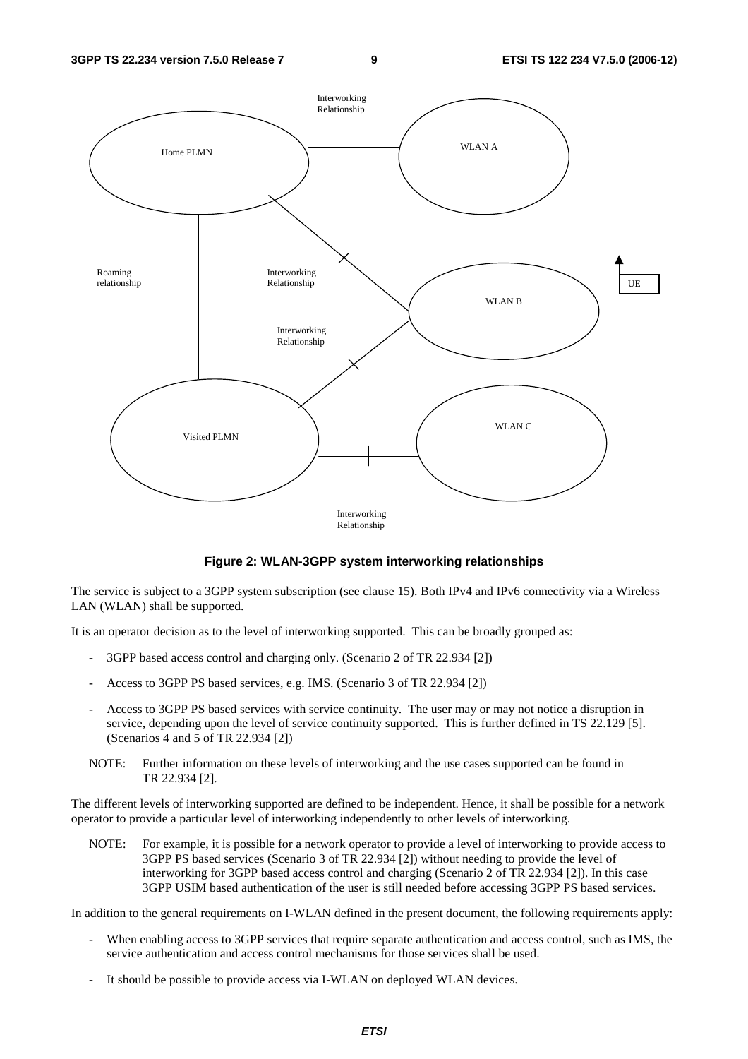**Figure 2: WLAN-3GPP system interworking relationships**

The service is subject to a 3GPP system subscription (see clause 15). Both IPv4 and IPv6 connectivity via a Wireless LAN (WLAN) shall be supported.

It is an operator decision as to the level of interworking supported. This can be broadly grouped as:

- 3GPP based access control and charging only. (Scenario 2 of TR 22.934 [2])
- Access to 3GPP PS based services, e.g. IMS. (Scenario 3 of TR 22.934 [2])
- Access to 3GPP PS based services with service continuity. The user may or may not notice a disruption in service, depending upon the level of service continuity supported. This is further defined in TS 22.129 [5]. (Scenarios 4 and 5 of TR 22.934 [2])

NOTE: Further information on these levels of interworking and the use cases supported can be found in TR 22.934 [2].

The different levels of interworking supported are defined to be independent. Hence, it shall be possible for a network operator to provide a particular level of interworking independently to other levels of interworking.

NOTE: For example, it is possible for a network operator to provide a level of interworking to provide access to 3GPP PS based services (Scenario 3 of TR 22.934 [2]) without needing to provide the level of interworking for 3GPP based access control and charging (Scenario 2 of TR 22.934 [2]). In this case 3GPP USIM based authentication of the user is still needed before accessing 3GPP PS based services.

In addition to the general requirements on I-WLAN defined in the present document, the following requirements apply:

- When enabling access to 3GPP services that require separate authentication and access control, such as IMS, the service authentication and access control mechanisms for those services shall be used.
- It should be possible to provide access via I-WLAN on deployed WLAN devices.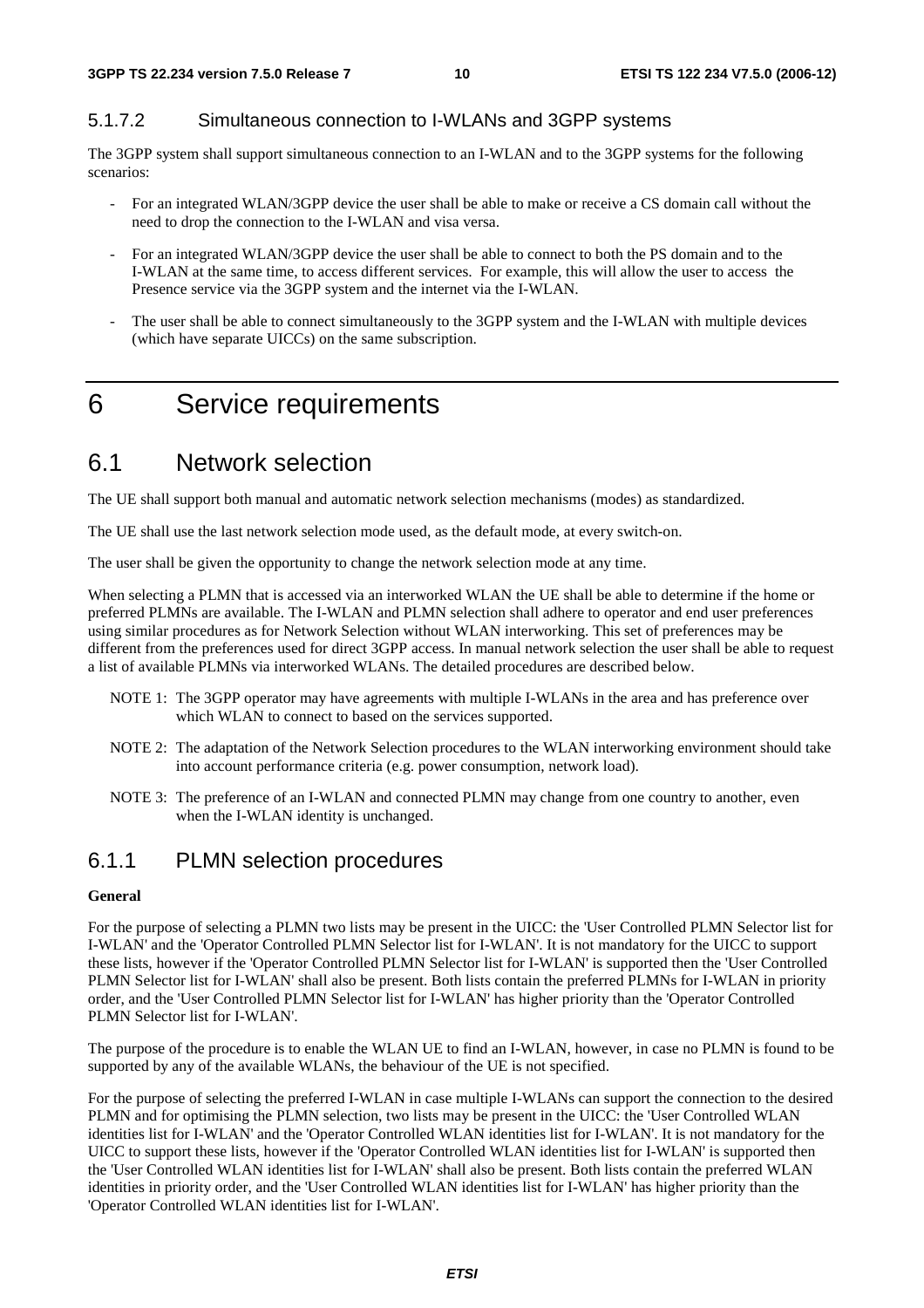#### 5.1.7.2 Simultaneous connection to I-WLANs and 3GPP systems

The 3GPP system shall support simultaneous connection to an I-WLAN and to the 3GPP systems for the following scenarios:

- For an integrated WLAN/3GPP device the user shall be able to make or receive a CS domain call without the need to drop the connection to the I-WLAN and visa versa.
- For an integrated WLAN/3GPP device the user shall be able to connect to both the PS domain and to the I-WLAN at the same time, to access different services. For example, this will allow the user to access the Presence service via the 3GPP system and the internet via the I-WLAN.
- The user shall be able to connect simultaneously to the 3GPP system and the I-WLAN with multiple devices (which have separate UICCs) on the same subscription.

# 6 Service requirements

## 6.1 Network selection

The UE shall support both manual and automatic network selection mechanisms (modes) as standardized.

The UE shall use the last network selection mode used, as the default mode, at every switch-on.

The user shall be given the opportunity to change the network selection mode at any time.

When selecting a PLMN that is accessed via an interworked WLAN the UE shall be able to determine if the home or preferred PLMNs are available. The I-WLAN and PLMN selection shall adhere to operator and end user preferences using similar procedures as for Network Selection without WLAN interworking. This set of preferences may be different from the preferences used for direct 3GPP access. In manual network selection the user shall be able to request a list of available PLMNs via interworked WLANs. The detailed procedures are described below.

NOTE 1: The 3GPP operator may have agreements with multiple I-WLANs in the area and has preference over which WLAN to connect to based on the services supported.

NOTE 2: The adaptation of the Network Selection procedures to the WLAN interworking environment should take into account performance criteria (e.g. power consumption, network load).

NOTE 3: The preference of an I-WLAN and connected PLMN may change from one country to another, even when the I-WLAN identity is unchanged.

### 6.1.1 PLMN selection procedures

**General**

For the purpose of selecting a PLMN two lists may be present in the UICC: the 'User Controlled PLMN Selector list for I-WLAN' and the 'Operator Controlled PLMN Selector list for I-WLAN'. It is not mandatory for the UICC to support these lists, however if the 'Operator Controlled PLMN Selector list for I-WLAN' is supported then the 'User Controlled PLMN Selector list for I-WLAN' shall also be present. Both lists contain the preferred PLMNs for I-WLAN in priority order, and the 'User Controlled PLMN Selector list for I-WLAN' has higher priority than the 'Operator Controlled PLMN Selector list for I-WLAN'.

The purpose of the procedure is to enable the WLAN UE to find an I-WLAN, however, in case no PLMN is found to be supported by any of the available WLANs, the behaviour of the UE is not specified.

For the purpose of selecting the preferred I-WLAN in case multiple I-WLANs can support the connection to the desired PLMN and for optimising the PLMN selection, two lists may be present in the UICC: the 'User Controlled WLAN identities list for I-WLAN' and the 'Operator Controlled WLAN identities list for I-WLAN'. It is not mandatory for the UICC to support these lists, however if the 'Operator Controlled WLAN identities list for I-WLAN' is supported then the 'User Controlled WLAN identities list for I-WLAN' shall also be present. Both lists contain the preferred WLAN identities in priority order, and the 'User Controlled WLAN identities list for I-WLAN' has higher priority than the 'Operator Controlled WLAN identities list for I-WLAN'.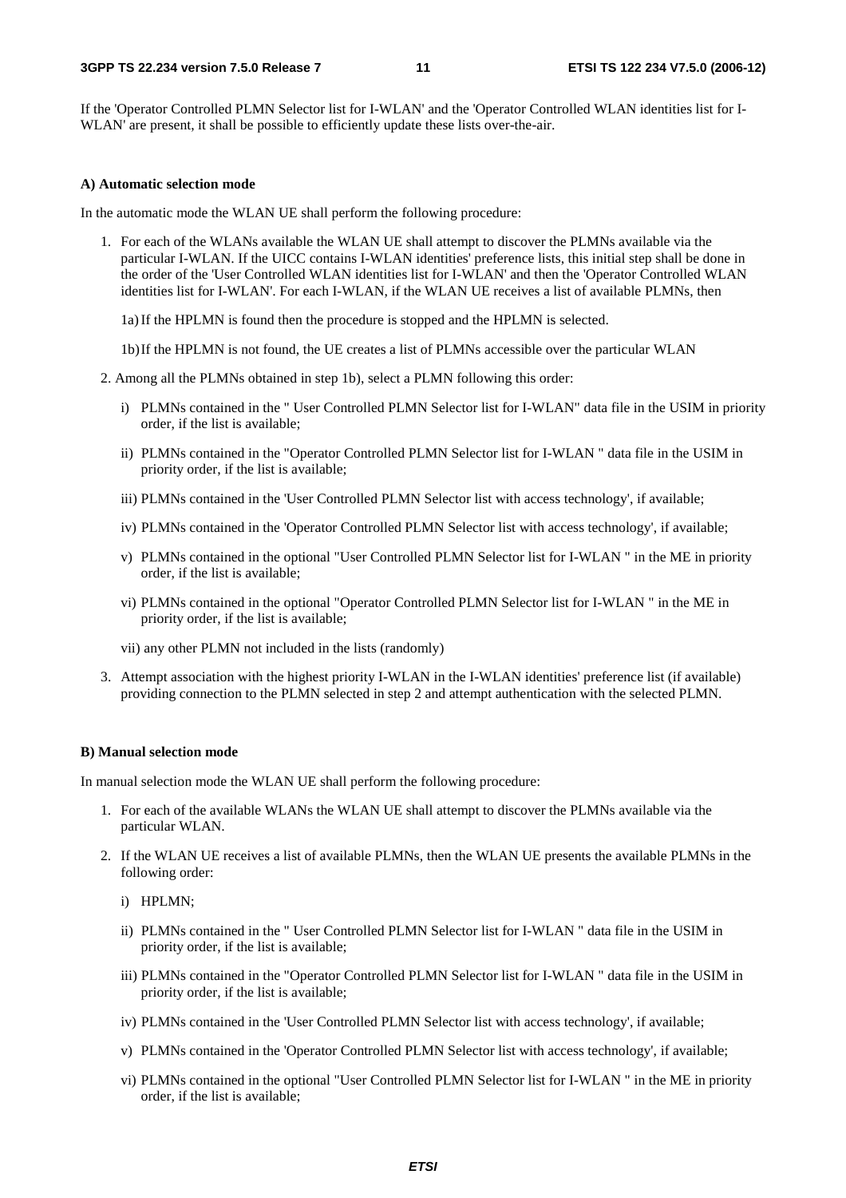If the 'Operator Controlled PLMN Selector list for I-WLAN' and the 'Operator Controlled WLAN identities list for I-WLAN' are present, it shall be possible to efficiently update these lists over-the-air.

**A) Automatic selection mode**

In the automatic mode the WLAN UE shall perform the following procedure:

1. For each of the WLANs available the WLAN UE shall attempt to discover the PLMNs available via the particular I-WLAN. If the UICC contains I-WLAN identities' preference lists, this initial step shall be done in the order of the 'User Controlled WLAN identities list for I-WLAN' and then the 'Operator Controlled WLAN identities list for I-WLAN'. For each I-WLAN, if the WLAN UE receives a list of available PLMNs, then

   1a) If the HPLMN is found then the procedure is stopped and the HPLMN is selected.

   1b) If the HPLMN is not found, the UE creates a list of PLMNs accessible over the particular WLAN

2. Among all the PLMNs obtained in step 1b), select a PLMN following this order:

   i) PLMNs contained in the " User Controlled PLMN Selector list for I-WLAN" data file in the USIM in priority order, if the list is available;

   ii) PLMNs contained in the "Operator Controlled PLMN Selector list for I-WLAN " data file in the USIM in priority order, if the list is available;

   iii) PLMNs contained in the 'User Controlled PLMN Selector list with access technology', if available;

   iv) PLMNs contained in the 'Operator Controlled PLMN Selector list with access technology', if available;

   v) PLMNs contained in the optional "User Controlled PLMN Selector list for I-WLAN " in the ME in priority order, if the list is available;

   vi) PLMNs contained in the optional "Operator Controlled PLMN Selector list for I-WLAN " in the ME in priority order, if the list is available;

   vii) any other PLMN not included in the lists (randomly)

3. Attempt association with the highest priority I-WLAN in the I-WLAN identities' preference list (if available) providing connection to the PLMN selected in step 2 and attempt authentication with the selected PLMN.

**B) Manual selection mode**

In manual selection mode the WLAN UE shall perform the following procedure:

1. For each of the available WLANs the WLAN UE shall attempt to discover the PLMNs available via the particular WLAN.

2. If the WLAN UE receives a list of available PLMNs, then the WLAN UE presents the available PLMNs in the following order:

   i) HPLMN;

   ii) PLMNs contained in the " User Controlled PLMN Selector list for I-WLAN " data file in the USIM in priority order, if the list is available;

   iii) PLMNs contained in the "Operator Controlled PLMN Selector list for I-WLAN " data file in the USIM in priority order, if the list is available;

   iv) PLMNs contained in the 'User Controlled PLMN Selector list with access technology', if available;

   v) PLMNs contained in the 'Operator Controlled PLMN Selector list with access technology', if available;

   vi) PLMNs contained in the optional "User Controlled PLMN Selector list for I-WLAN " in the ME in priority order, if the list is available;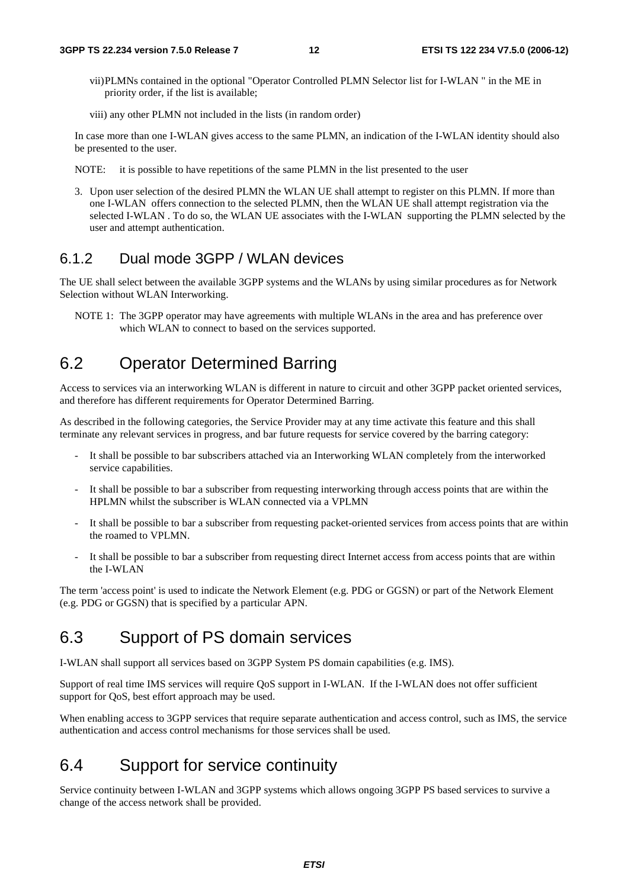vii) PLMNs contained in the optional "Operator Controlled PLMN Selector list for I-WLAN " in the ME in priority order, if the list is available;

viii) any other PLMN not included in the lists (in random order)

In case more than one I-WLAN gives access to the same PLMN, an indication of the I-WLAN identity should also be presented to the user.

NOTE: it is possible to have repetitions of the same PLMN in the list presented to the user

3. Upon user selection of the desired PLMN the WLAN UE shall attempt to register on this PLMN. If more than one I-WLAN offers connection to the selected PLMN, then the WLAN UE shall attempt registration via the selected I-WLAN . To do so, the WLAN UE associates with the I-WLAN supporting the PLMN selected by the user and attempt authentication.

### 6.1.2 Dual mode 3GPP / WLAN devices

The UE shall select between the available 3GPP systems and the WLANs by using similar procedures as for Network Selection without WLAN Interworking.

NOTE 1: The 3GPP operator may have agreements with multiple WLANs in the area and has preference over which WLAN to connect to based on the services supported.

## 6.2 Operator Determined Barring

Access to services via an interworking WLAN is different in nature to circuit and other 3GPP packet oriented services, and therefore has different requirements for Operator Determined Barring.

As described in the following categories, the Service Provider may at any time activate this feature and this shall terminate any relevant services in progress, and bar future requests for service covered by the barring category:

- It shall be possible to bar subscribers attached via an Interworking WLAN completely from the interworked service capabilities.
- It shall be possible to bar a subscriber from requesting interworking through access points that are within the HPLMN whilst the subscriber is WLAN connected via a VPLMN
- It shall be possible to bar a subscriber from requesting packet-oriented services from access points that are within the roamed to VPLMN.
- It shall be possible to bar a subscriber from requesting direct Internet access from access points that are within the I-WLAN

The term 'access point' is used to indicate the Network Element (e.g. PDG or GGSN) or part of the Network Element (e.g. PDG or GGSN) that is specified by a particular APN.

## 6.3 Support of PS domain services

I-WLAN shall support all services based on 3GPP System PS domain capabilities (e.g. IMS).

Support of real time IMS services will require QoS support in I-WLAN. If the I-WLAN does not offer sufficient support for QoS, best effort approach may be used.

When enabling access to 3GPP services that require separate authentication and access control, such as IMS, the service authentication and access control mechanisms for those services shall be used.

## 6.4 Support for service continuity

Service continuity between I-WLAN and 3GPP systems which allows ongoing 3GPP PS based services to survive a change of the access network shall be provided.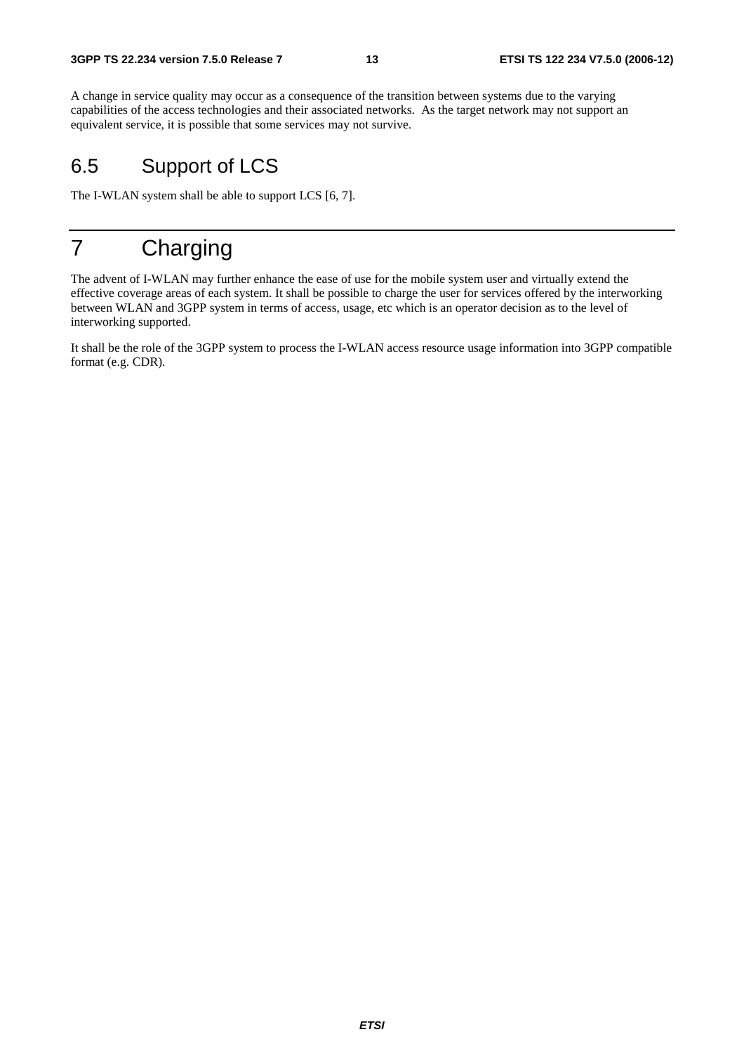A change in service quality may occur as a consequence of the transition between systems due to the varying capabilities of the access technologies and their associated networks. As the target network may not support an equivalent service, it is possible that some services may not survive.

## 6.5 Support of LCS

The I-WLAN system shall be able to support LCS [6, 7].

# 7 Charging

The advent of I-WLAN may further enhance the ease of use for the mobile system user and virtually extend the effective coverage areas of each system. It shall be possible to charge the user for services offered by the interworking between WLAN and 3GPP system in terms of access, usage, etc which is an operator decision as to the level of interworking supported.

It shall be the role of the 3GPP system to process the I-WLAN access resource usage information into 3GPP compatible format (e.g. CDR).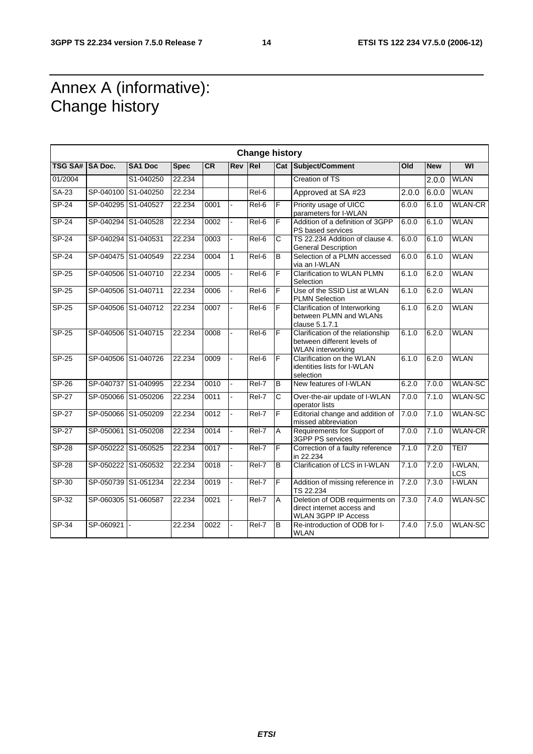# Annex A (informative): Change history

| Change history | | | | | | | | | | | |
|---|---|---|---|---|---|---|---|---|---|---|---|
| TSG SA# | SA Doc. | SA1 Doc | Spec | CR | Rev | Rel | Cat | Subject/Comment | Old | New | WI |
| 01/2004 | | S1-040250 | 22.234 | | | | | Creation of TS | | 2.0.0 | WLAN |
| SA-23 | SP-040100 | S1-040250 | 22.234 | | | Rel-6 | | Approved at SA #23 | 2.0.0 | 6.0.0 | WLAN |
| SP-24 | SP-040295 | S1-040527 | 22.234 | 0001 | - | Rel-6 | F | Priority usage of UICC parameters for I-WLAN | 6.0.0 | 6.1.0 | WLAN-CR |
| SP-24 | SP-040294 | S1-040528 | 22.234 | 0002 | - | Rel-6 | F | Addition of a definition of 3GPP PS based services | 6.0.0 | 6.1.0 | WLAN |
| SP-24 | SP-040294 | S1-040531 | 22.234 | 0003 | - | Rel-6 | C | TS 22.234 Addition of clause 4. General Description | 6.0.0 | 6.1.0 | WLAN |
| SP-24 | SP-040475 | S1-040549 | 22.234 | 0004 | 1 | Rel-6 | B | Selection of a PLMN accessed via an I-WLAN | 6.0.0 | 6.1.0 | WLAN |
| SP-25 | SP-040506 | S1-040710 | 22.234 | 0005 | - | Rel-6 | F | Clarification to WLAN PLMN Selection | 6.1.0 | 6.2.0 | WLAN |
| SP-25 | SP-040506 | S1-040711 | 22.234 | 0006 | - | Rel-6 | F | Use of the SSID List at WLAN PLMN Selection | 6.1.0 | 6.2.0 | WLAN |
| SP-25 | SP-040506 | S1-040712 | 22.234 | 0007 | - | Rel-6 | F | Clarification of Interworking between PLMN and WLANs clause 5.1.7.1 | 6.1.0 | 6.2.0 | WLAN |
| SP-25 | SP-040506 | S1-040715 | 22.234 | 0008 | - | Rel-6 | F | Clarification of the relationship between different levels of WLAN interworking | 6.1.0 | 6.2.0 | WLAN |
| SP-25 | SP-040506 | S1-040726 | 22.234 | 0009 | - | Rel-6 | F | Clarification on the WLAN identities lists for I-WLAN selection | 6.1.0 | 6.2.0 | WLAN |
| SP-26 | SP-040737 | S1-040995 | 22.234 | 0010 | - | Rel-7 | B | New features of I-WLAN | 6.2.0 | 7.0.0 | WLAN-SC |
| SP-27 | SP-050066 | S1-050206 | 22.234 | 0011 | - | Rel-7 | C | Over-the-air update of I-WLAN operator lists | 7.0.0 | 7.1.0 | WLAN-SC |
| SP-27 | SP-050066 | S1-050209 | 22.234 | 0012 | - | Rel-7 | F | Editorial change and addition of missed abbreviation | 7.0.0 | 7.1.0 | WLAN-SC |
| SP-27 | SP-050061 | S1-050208 | 22.234 | 0014 | - | Rel-7 | A | Requirements for Support of 3GPP PS services | 7.0.0 | 7.1.0 | WLAN-CR |
| SP-28 | SP-050222 | S1-050525 | 22.234 | 0017 | - | Rel-7 | F | Correction of a faulty reference in 22.234 | 7.1.0 | 7.2.0 | TEI7 |
| SP-28 | SP-050222 | S1-050532 | 22.234 | 0018 | - | Rel-7 | B | Clarification of LCS in I-WLAN | 7.1.0 | 7.2.0 | I-WLAN, LCS |
| SP-30 | SP-050739 | S1-051234 | 22.234 | 0019 | - | Rel-7 | F | Addition of missing reference in TS 22.234 | 7.2.0 | 7.3.0 | I-WLAN |
| SP-32 | SP-060305 | S1-060587 | 22.234 | 0021 | - | Rel-7 | A | Deletion of ODB requirments on direct internet access and WLAN 3GPP IP Access | 7.3.0 | 7.4.0 | WLAN-SC |
| SP-34 | SP-060921 | - | 22.234 | 0022 | - | Rel-7 | B | Re-introduction of ODB for I-WLAN | 7.4.0 | 7.5.0 | WLAN-SC |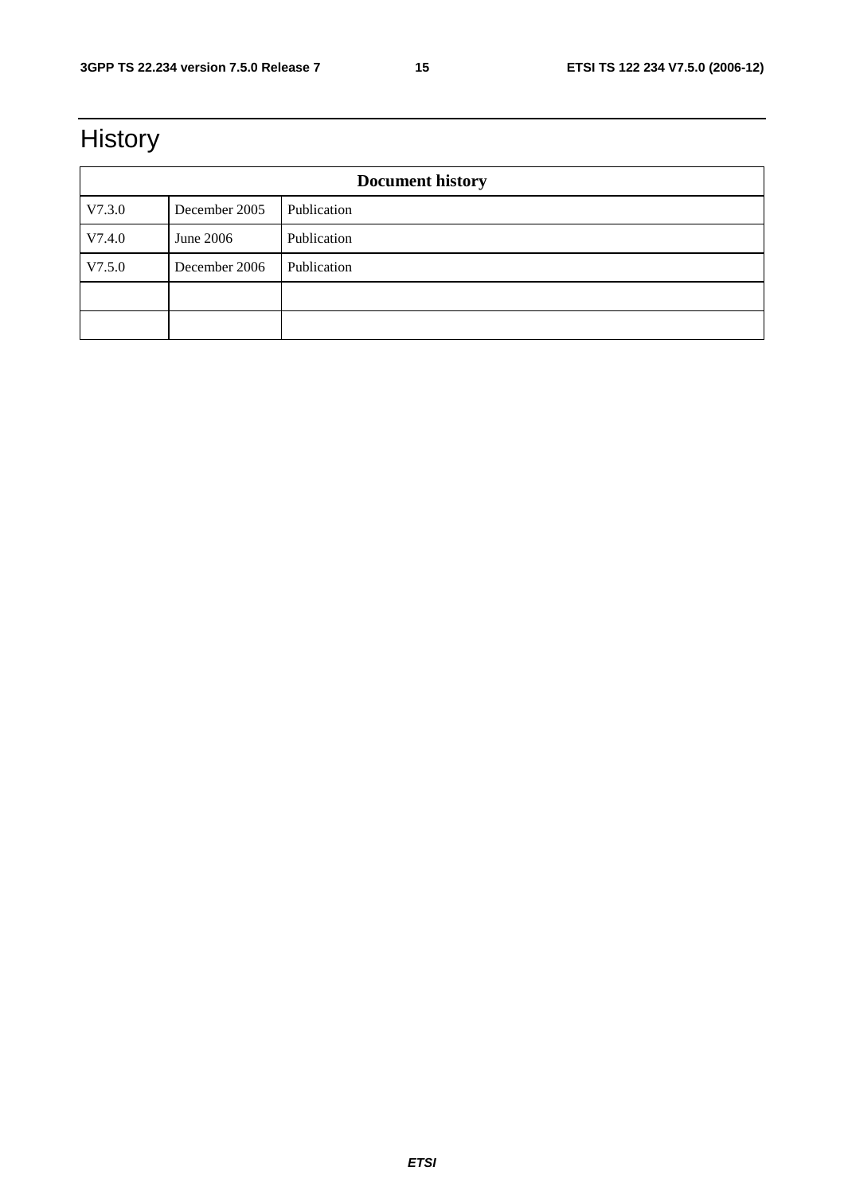# History

| Document history | | |
| --- | --- | --- |
| V7.3.0 | December 2005 | Publication |
| V7.4.0 | June 2006 | Publication |
| V7.5.0 | December 2006 | Publication |
| | | |
| | | |